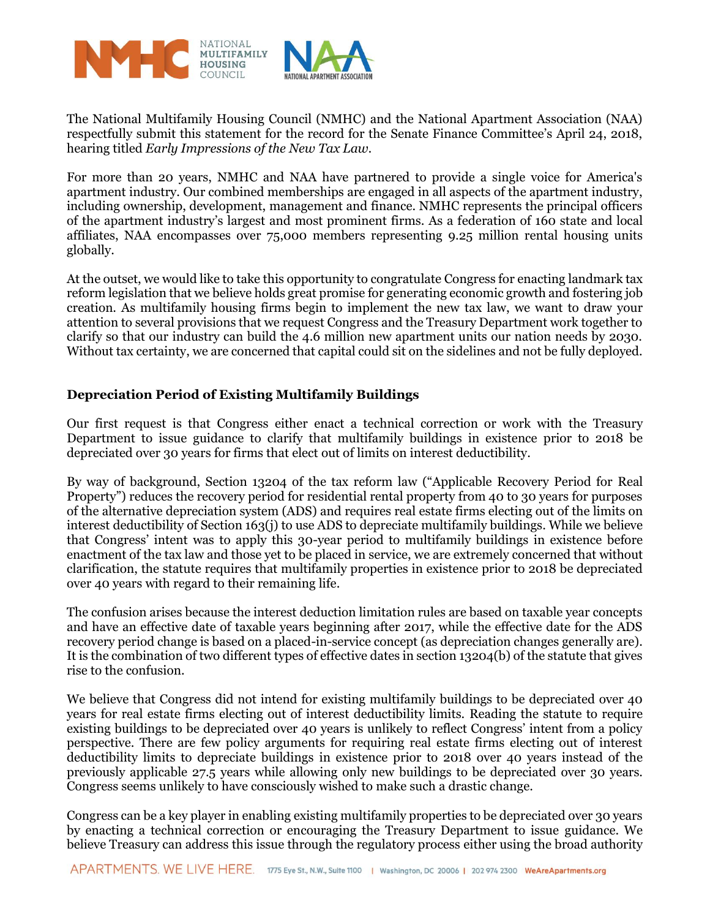The National Multifamily Housing Council (NMHC) and the National Apartment Association (NAA) respectfully submit this statement for the record for the Senate Finance Committee's April 24, 2018, hearing titled *Early Impressions of the New Tax Law*.

For more than 20 years, NMHC and NAA have partnered to provide a single voice for America's apartment industry. Our combined memberships are engaged in all aspects of the apartment industry, including ownership, development, management and finance. NMHC represents the principal officers of the apartment industry's largest and most prominent firms. As a federation of 160 state and local affiliates, NAA encompasses over 75,000 members representing 9.25 million rental housing units globally.

At the outset, we would like to take this opportunity to congratulate Congress for enacting landmark tax reform legislation that we believe holds great promise for generating economic growth and fostering job creation. As multifamily housing firms begin to implement the new tax law, we want to draw your attention to several provisions that we request Congress and the Treasury Department work together to clarify so that our industry can build the 4.6 million new apartment units our nation needs by 2030. Without tax certainty, we are concerned that capital could sit on the sidelines and not be fully deployed.

## Depreciation Period of Existing Multifamily Buildings

Our first request is that Congress either enact a technical correction or work with the Treasury Department to issue guidance to clarify that multifamily buildings in existence prior to 2018 be depreciated over 30 years for firms that elect out of limits on interest deductibility.

By way of background, Section 13204 of the tax reform law ("Applicable Recovery Period for Real Property") reduces the recovery period for residential rental property from 40 to 30 years for purposes of the alternative depreciation system (ADS) and requires real estate firms electing out of the limits on interest deductibility of Section 163(j) to use ADS to depreciate multifamily buildings. While we believe that Congress' intent was to apply this 30-year period to multifamily buildings in existence before enactment of the tax law and those yet to be placed in service, we are extremely concerned that without clarification, the statute requires that multifamily properties in existence prior to 2018 be depreciated over 40 years with regard to their remaining life.

The confusion arises because the interest deduction limitation rules are based on taxable year concepts and have an effective date of taxable years beginning after 2017, while the effective date for the ADS recovery period change is based on a placed-in-service concept (as depreciation changes generally are). It is the combination of two different types of effective dates in section 13204(b) of the statute that gives rise to the confusion.

We believe that Congress did not intend for existing multifamily buildings to be depreciated over 40 years for real estate firms electing out of interest deductibility limits. Reading the statute to require existing buildings to be depreciated over 40 years is unlikely to reflect Congress' intent from a policy perspective. There are few policy arguments for requiring real estate firms electing out of interest deductibility limits to depreciate buildings in existence prior to 2018 over 40 years instead of the previously applicable 27.5 years while allowing only new buildings to be depreciated over 30 years. Congress seems unlikely to have consciously wished to make such a drastic change.

Congress can be a key player in enabling existing multifamily properties to be depreciated over 30 years by enacting a technical correction or encouraging the Treasury Department to issue guidance. We believe Treasury can address this issue through the regulatory process either using the broad authority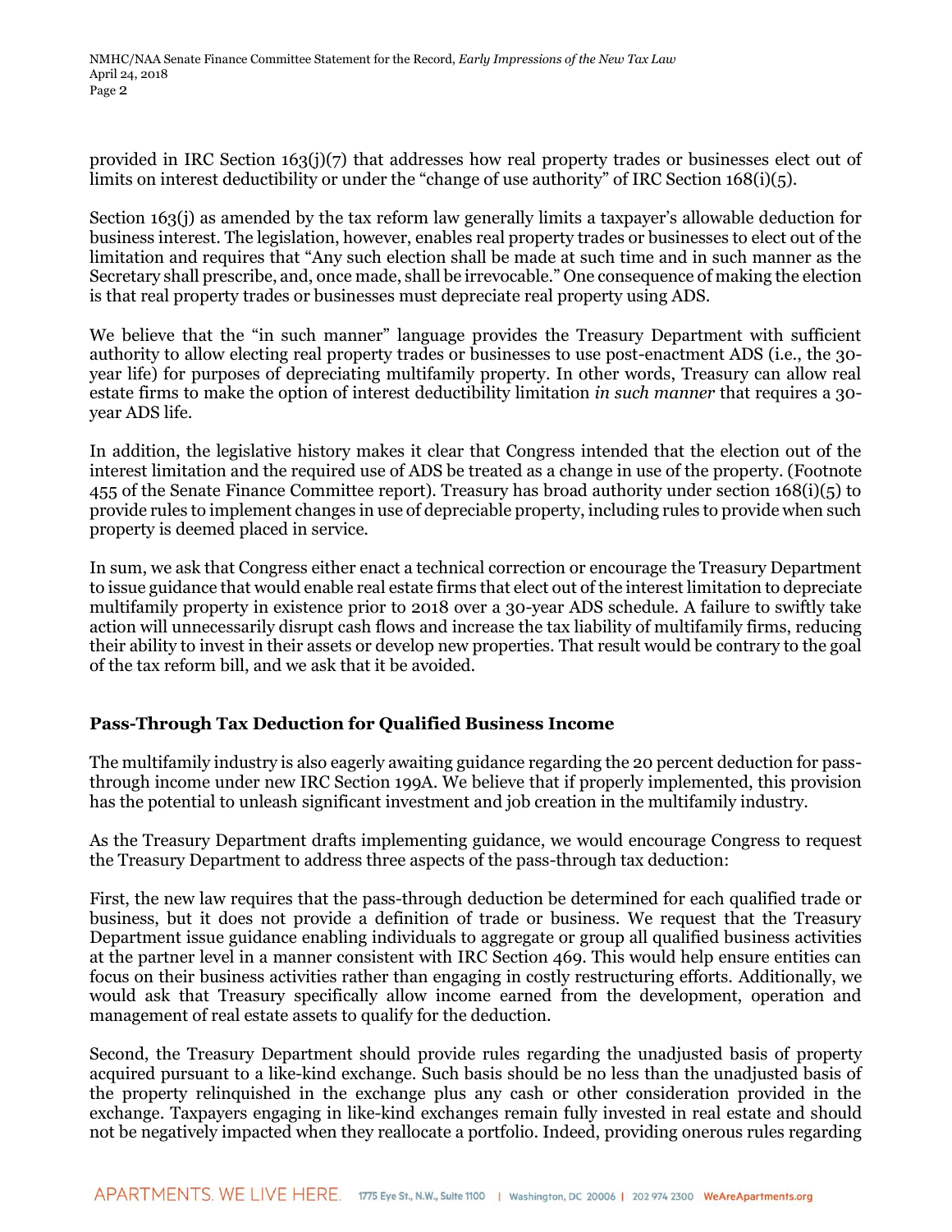provided in IRC Section 163(j)(7) that addresses how real property trades or businesses elect out of limits on interest deductibility or under the "change of use authority" of IRC Section 168(i)(5).

Section 163(j) as amended by the tax reform law generally limits a taxpayer's allowable deduction for business interest. The legislation, however, enables real property trades or businesses to elect out of the limitation and requires that "Any such election shall be made at such time and in such manner as the Secretary shall prescribe, and, once made, shall be irrevocable." One consequence of making the election is that real property trades or businesses must depreciate real property using ADS.

We believe that the "in such manner" language provides the Treasury Department with sufficient authority to allow electing real property trades or businesses to use post-enactment ADS (i.e., the 30-year life) for purposes of depreciating multifamily property. In other words, Treasury can allow real estate firms to make the option of interest deductibility limitation *in such manner* that requires a 30-year ADS life.

In addition, the legislative history makes it clear that Congress intended that the election out of the interest limitation and the required use of ADS be treated as a change in use of the property. (Footnote 455 of the Senate Finance Committee report). Treasury has broad authority under section 168(i)(5) to provide rules to implement changes in use of depreciable property, including rules to provide when such property is deemed placed in service.

In sum, we ask that Congress either enact a technical correction or encourage the Treasury Department to issue guidance that would enable real estate firms that elect out of the interest limitation to depreciate multifamily property in existence prior to 2018 over a 30-year ADS schedule. A failure to swiftly take action will unnecessarily disrupt cash flows and increase the tax liability of multifamily firms, reducing their ability to invest in their assets or develop new properties. That result would be contrary to the goal of the tax reform bill, and we ask that it be avoided.

## Pass-Through Tax Deduction for Qualified Business Income

The multifamily industry is also eagerly awaiting guidance regarding the 20 percent deduction for pass-through income under new IRC Section 199A. We believe that if properly implemented, this provision has the potential to unleash significant investment and job creation in the multifamily industry.

As the Treasury Department drafts implementing guidance, we would encourage Congress to request the Treasury Department to address three aspects of the pass-through tax deduction:

First, the new law requires that the pass-through deduction be determined for each qualified trade or business, but it does not provide a definition of trade or business. We request that the Treasury Department issue guidance enabling individuals to aggregate or group all qualified business activities at the partner level in a manner consistent with IRC Section 469. This would help ensure entities can focus on their business activities rather than engaging in costly restructuring efforts. Additionally, we would ask that Treasury specifically allow income earned from the development, operation and management of real estate assets to qualify for the deduction.

Second, the Treasury Department should provide rules regarding the unadjusted basis of property acquired pursuant to a like-kind exchange. Such basis should be no less than the unadjusted basis of the property relinquished in the exchange plus any cash or other consideration provided in the exchange. Taxpayers engaging in like-kind exchanges remain fully invested in real estate and should not be negatively impacted when they reallocate a portfolio. Indeed, providing onerous rules regarding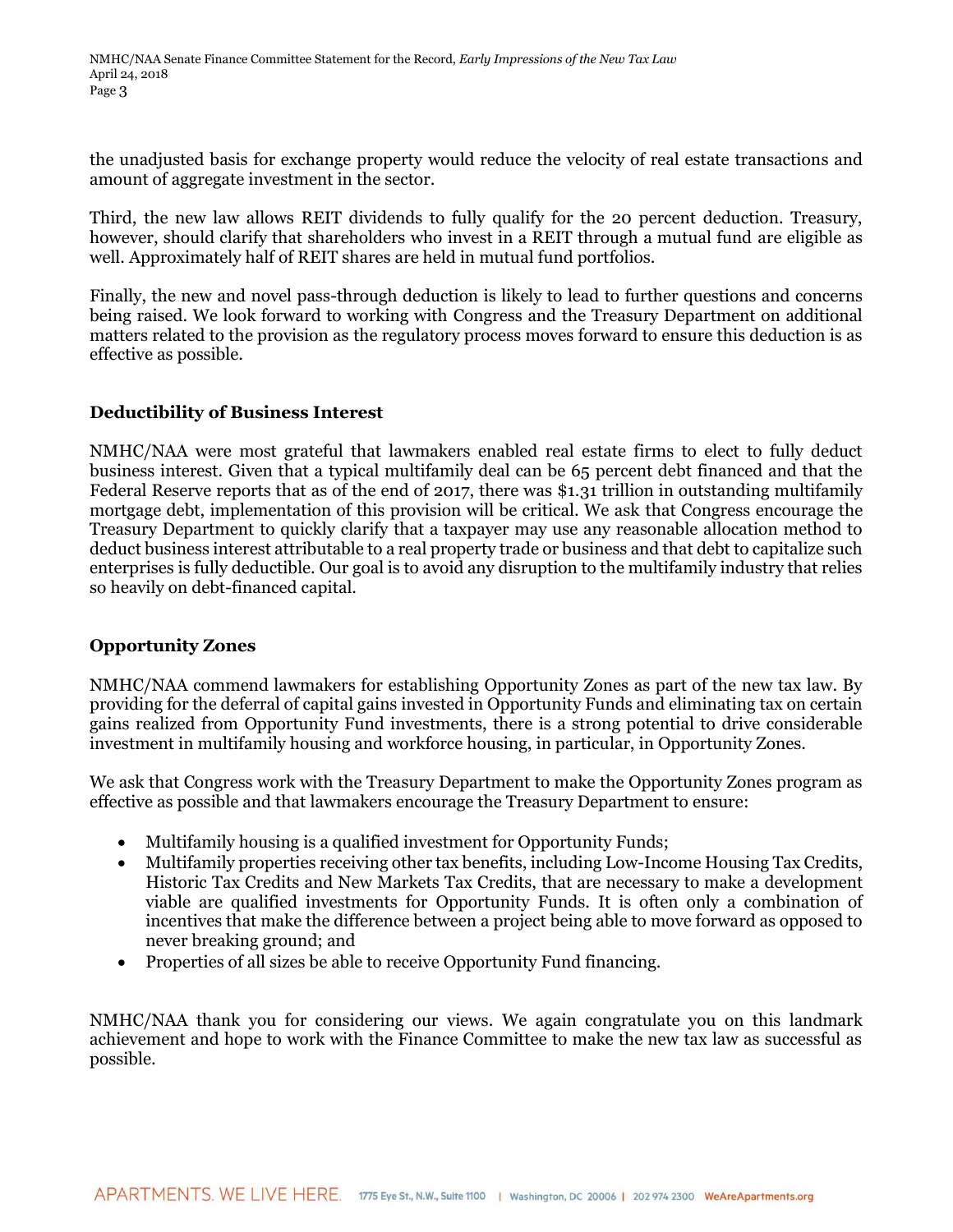the unadjusted basis for exchange property would reduce the velocity of real estate transactions and amount of aggregate investment in the sector.

Third, the new law allows REIT dividends to fully qualify for the 20 percent deduction. Treasury, however, should clarify that shareholders who invest in a REIT through a mutual fund are eligible as well. Approximately half of REIT shares are held in mutual fund portfolios.

Finally, the new and novel pass-through deduction is likely to lead to further questions and concerns being raised. We look forward to working with Congress and the Treasury Department on additional matters related to the provision as the regulatory process moves forward to ensure this deduction is as effective as possible.

**Deductibility of Business Interest**

NMHC/NAA were most grateful that lawmakers enabled real estate firms to elect to fully deduct business interest. Given that a typical multifamily deal can be 65 percent debt financed and that the Federal Reserve reports that as of the end of 2017, there was $1.31 trillion in outstanding multifamily mortgage debt, implementation of this provision will be critical. We ask that Congress encourage the Treasury Department to quickly clarify that a taxpayer may use any reasonable allocation method to deduct business interest attributable to a real property trade or business and that debt to capitalize such enterprises is fully deductible. Our goal is to avoid any disruption to the multifamily industry that relies so heavily on debt-financed capital.

**Opportunity Zones**

NMHC/NAA commend lawmakers for establishing Opportunity Zones as part of the new tax law. By providing for the deferral of capital gains invested in Opportunity Funds and eliminating tax on certain gains realized from Opportunity Fund investments, there is a strong potential to drive considerable investment in multifamily housing and workforce housing, in particular, in Opportunity Zones.

We ask that Congress work with the Treasury Department to make the Opportunity Zones program as effective as possible and that lawmakers encourage the Treasury Department to ensure:

- Multifamily housing is a qualified investment for Opportunity Funds;
- Multifamily properties receiving other tax benefits, including Low-Income Housing Tax Credits, Historic Tax Credits and New Markets Tax Credits, that are necessary to make a development viable are qualified investments for Opportunity Funds. It is often only a combination of incentives that make the difference between a project being able to move forward as opposed to never breaking ground; and
- Properties of all sizes be able to receive Opportunity Fund financing.

NMHC/NAA thank you for considering our views. We again congratulate you on this landmark achievement and hope to work with the Finance Committee to make the new tax law as successful as possible.